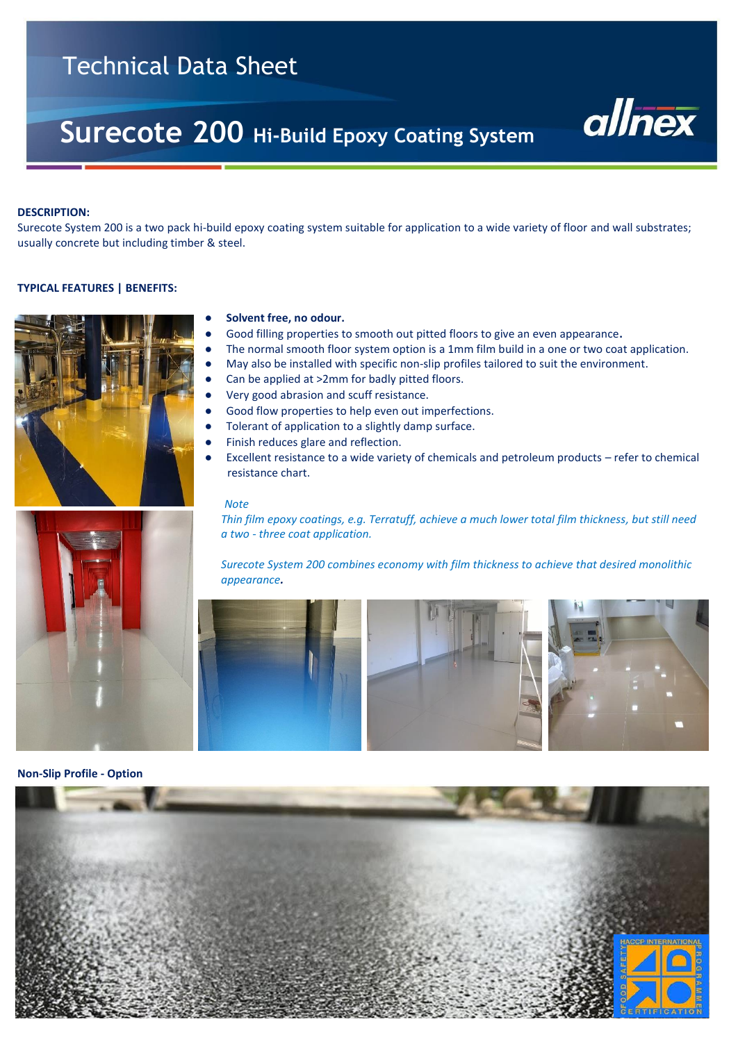# Technical Data Sheet

# Surecote 200 Hi-Build Epoxy Coating System

**DESCRIPTION:**

Surecote System 200 is a two pack hi-build epoxy coating system suitable for application to a wide variety of floor and wall substrates; usually concrete but including timber & steel.

**TYPICAL FEATURES | BENEFITS:**

- **Solvent free, no odour.**
- Good filling properties to smooth out pitted floors to give an even appearance**.**
- The normal smooth floor system option is a 1mm film build in a one or two coat application.
- May also be installed with specific non-slip profiles tailored to suit the environment.
- Can be applied at >2mm for badly pitted floors.
- Very good abrasion and scuff resistance.
- Good flow properties to help even out imperfections.
- Tolerant of application to a slightly damp surface.
- Finish reduces glare and reflection.
- Excellent resistance to a wide variety of chemicals and petroleum products – refer to chemical resistance chart.

*Note*

*Thin film epoxy coatings, e.g. Terratuff, achieve a much lower total film thickness, but still need a two - three coat application.*

*Surecote System 200 combines economy with film thickness to achieve that desired monolithic appearance**.***

**Non-Slip Profile - Option**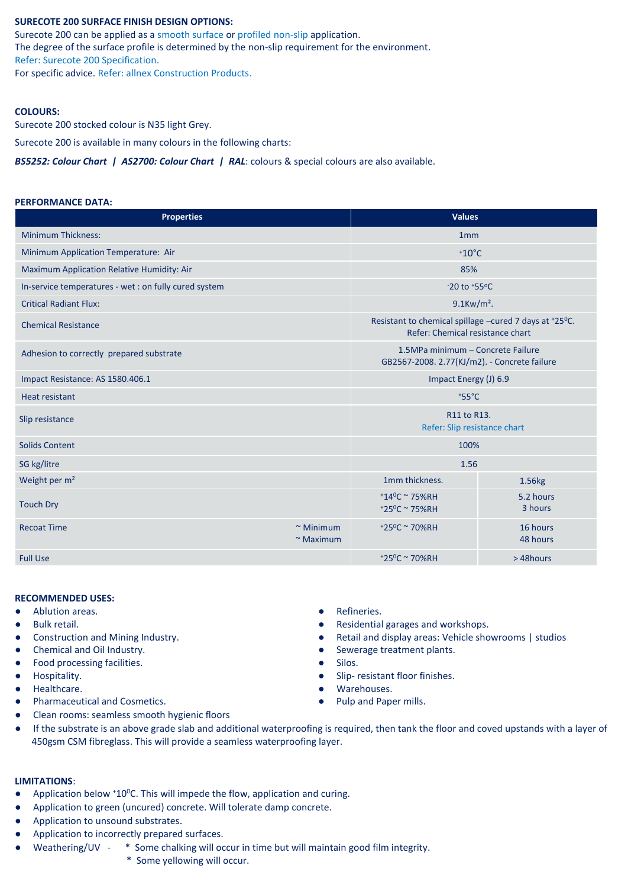**SURECOTE 200 SURFACE FINISH DESIGN OPTIONS:**

Surecote 200 can be applied as a smooth surface or profiled non-slip application.
The degree of the surface profile is determined by the non-slip requirement for the environment.
Refer: Surecote 200 Specification.
For specific advice. Refer: allnex Construction Products.

**COLOURS:**

Surecote 200 stocked colour is N35 light Grey.

Surecote 200 is available in many colours in the following charts:

***BS5252: Colour Chart*** **|** ***AS2700: Colour Chart*** **|** ***RAL***: colours & special colours are also available.

**PERFORMANCE DATA:**

| Properties | | Values | |
|---|---|---|---|
| Minimum Thickness: | | 1mm | |
| Minimum Application Temperature: Air | | +10°C | |
| Maximum Application Relative Humidity: Air | | 85% | |
| In-service temperatures - wet : on fully cured system | | -20 to +55°C | |
| Critical Radiant Flux: | | 9.1Kw/m². | |
| Chemical Resistance | | Resistant to chemical spillage –cured 7 days at +25°C. Refer: Chemical resistance chart | |
| Adhesion to correctly prepared substrate | | 1.5MPa minimum – Concrete Failure GB2567-2008. 2.77(KJ/m2). - Concrete failure | |
| Impact Resistance: AS 1580.406.1 | | Impact Energy (J) 6.9 | |
| Heat resistant | | +55°C | |
| Slip resistance | | R11 to R13. Refer: Slip resistance chart | |
| Solids Content | | 100% | |
| SG kg/litre | | 1.56 | |
| Weight per m² | | 1mm thickness. | 1.56kg |
| Touch Dry | | +14°C ~ 75%RH<br>+25°C ~ 75%RH | 5.2 hours<br>3 hours |
| Recoat Time | ~ Minimum<br>~ Maximum | +25°C ~ 70%RH | 16 hours<br>48 hours |
| Full Use | | +25°C ~ 70%RH | > 48hours |

**RECOMMENDED USES:**

- Ablution areas.
- Bulk retail.
- Construction and Mining Industry.
- Chemical and Oil Industry.
- Food processing facilities.
- Hospitality.
- Healthcare.
- Pharmaceutical and Cosmetics.
- Refineries.
- Residential garages and workshops.
- Retail and display areas: Vehicle showrooms | studios
- Sewerage treatment plants.
- Silos.
- Slip- resistant floor finishes.
- Warehouses.
- Pulp and Paper mills.
- Clean rooms: seamless smooth hygienic floors
- If the substrate is an above grade slab and additional waterproofing is required, then tank the floor and coved upstands with a layer of 450gsm CSM fibreglass. This will provide a seamless waterproofing layer.

**LIMITATIONS**:

- Application below +10°C. This will impede the flow, application and curing.
- Application to green (uncured) concrete. Will tolerate damp concrete.
- Application to unsound substrates.
- Application to incorrectly prepared surfaces.
- Weathering/UV -
  - Some chalking will occur in time but will maintain good film integrity.
  - Some yellowing will occur.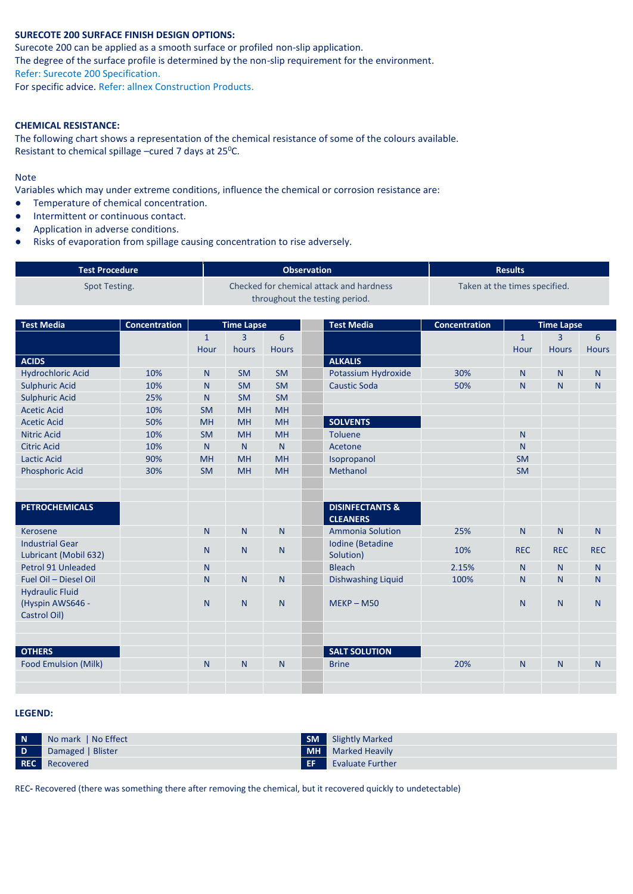**SURECOTE 200 SURFACE FINISH DESIGN OPTIONS:**

Surecote 200 can be applied as a smooth surface or profiled non-slip application.
The degree of the surface profile is determined by the non-slip requirement for the environment.
Refer: Surecote 200 Specification.
For specific advice. Refer: allnex Construction Products.

**CHEMICAL RESISTANCE:**

The following chart shows a representation of the chemical resistance of some of the colours available.
Resistant to chemical spillage –cured 7 days at 25$^{0}$C.

Note

Variables which may under extreme conditions, influence the chemical or corrosion resistance are:

- Temperature of chemical concentration.
- Intermittent or continuous contact.
- Application in adverse conditions.
- Risks of evaporation from spillage causing concentration to rise adversely.

| Test Procedure | Observation | Results |
|---|---|---|
| Spot Testing. | Checked for chemical attack and hardness throughout the testing period. | Taken at the times specified. |

| Test Media | Concentration | Time Lapse | | | | Test Media | Concentration | Time Lapse | | |
|---|---|---|---|---|---|---|---|---|---|---|
| | | 1 Hour | 3 hours | 6 Hours | | | | 1 Hour | 3 Hours | 6 Hours |
| **ACIDS** | | | | | | **ALKALIS** | | | | |
| Hydrochloric Acid | 10% | N | SM | SM | | Potassium Hydroxide | 30% | N | N | N |
| Sulphuric Acid | 10% | N | SM | SM | | Caustic Soda | 50% | N | N | N |
| Sulphuric Acid | 25% | N | SM | SM | | | | | | |
| Acetic Acid | 10% | SM | MH | MH | | | | | | |
| Acetic Acid | 50% | MH | MH | MH | | **SOLVENTS** | | | | |
| Nitric Acid | 10% | SM | MH | MH | | Toluene | | N | | |
| Citric Acid | 10% | N | N | N | | Acetone | | N | | |
| Lactic Acid | 90% | MH | MH | MH | | Isopropanol | | SM | | |
| Phosphoric Acid | 30% | SM | MH | MH | | Methanol | | SM | | |
| | | | | | | | | | | |
| | | | | | | | | | | |
| **PETROCHEMICALS** | | | | | | **DISINFECTANTS & CLEANERS** | | | | |
| Kerosene | | N | N | N | | Ammonia Solution | 25% | N | N | N |
| Industrial Gear Lubricant (Mobil 632) | | N | N | N | | Iodine (Betadine Solution) | 10% | REC | REC | REC |
| Petrol 91 Unleaded | | N | | | | Bleach | 2.15% | N | N | N |
| Fuel Oil – Diesel Oil | | N | N | N | | Dishwashing Liquid | 100% | N | N | N |
| Hydraulic Fluid (Hyspin AWS646 - Castrol Oil) | | N | N | N | | MEKP – M50 | | N | N | N |
| | | | | | | | | | | |
| | | | | | | | | | | |
| **OTHERS** | | | | | | **SALT SOLUTION** | | | | |
| Food Emulsion (Milk) | | N | N | N | | Brine | 20% | N | N | N |
| | | | | | | | | | | |
| | | | | | | | | | | |

**LEGEND:**

| | | | |
|---|---|---|---|
| **N** | No mark \| No Effect | **SM** | Slightly Marked |
| **D** | Damaged \| Blister | **MH** | Marked Heavily |
| **REC** | Recovered | **EF** | Evaluate Further |

**REC-** Recovered (there was something there after removing the chemical, but it recovered quickly to undetectable)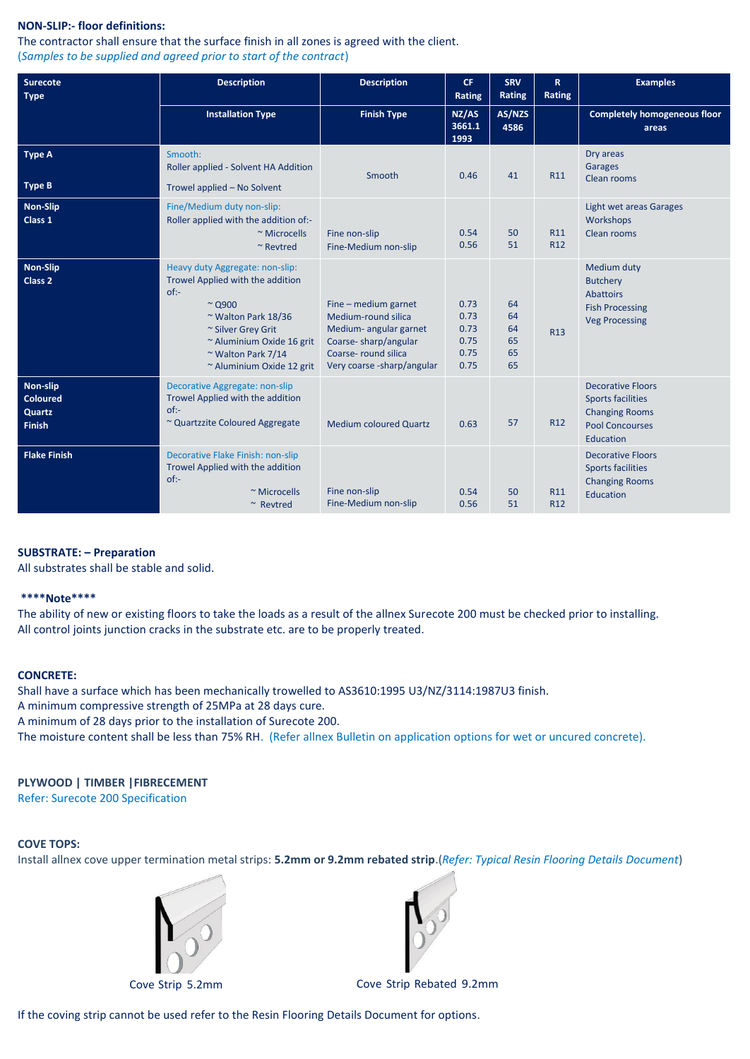**NON-SLIP:- floor definitions:**

The contractor shall ensure that the surface finish in all zones is agreed with the client.
(*Samples to be supplied and agreed prior to start of the contract*)

| Surecote Type | Description | Description | CF Rating | SRV Rating | R Rating | Examples |
|---|---|---|---|---|---|---|
| | Installation Type | Finish Type | NZ/AS 3661.1 1993 | AS/NZS 4586 | | Completely homogeneous floor areas |
| **Type A**<br><br>**Type B** | Smooth:<br>Roller applied - Solvent HA Addition<br>Trowel applied – No Solvent | Smooth | 0.46 | 41 | R11 | Dry areas<br>Garages<br>Clean rooms |
| **Non-Slip Class 1** | Fine/Medium duty non-slip:<br>Roller applied with the addition of:-<br>~ Microcells<br>~ Revtred | Fine non-slip<br>Fine-Medium non-slip | 0.54<br>0.56 | 50<br>51 | R11<br>R12 | Light wet areas Garages<br>Workshops<br>Clean rooms |
| **Non-Slip Class 2** | Heavy duty Aggregate: non-slip:<br>Trowel Applied with the addition of:-<br>~ Q900<br>~ Walton Park 18/36<br>~ Silver Grey Grit<br>~ Aluminium Oxide 16 grit<br>~ Walton Park 7/14<br>~ Aluminium Oxide 12 grit | Fine – medium garnet<br>Medium-round silica<br>Medium- angular garnet<br>Coarse- sharp/angular<br>Coarse- round silica<br>Very coarse -sharp/angular | 0.73<br>0.73<br>0.73<br>0.75<br>0.75<br>0.75 | 64<br>64<br>64<br>65<br>65<br>65 | R13 | Medium duty<br>Butchery<br>Abattoirs<br>Fish Processing<br>Veg Processing |
| **Non-slip Coloured Quartz Finish** | Decorative Aggregate: non-slip<br>Trowel Applied with the addition of:-<br>~ Quartzzite Coloured Aggregate | Medium coloured Quartz | 0.63 | 57 | R12 | Decorative Floors<br>Sports facilities<br>Changing Rooms<br>Pool Concourses<br>Education |
| **Flake Finish** | Decorative Flake Finish: non-slip<br>Trowel Applied with the addition of:-<br>~ Microcells<br>~ Revtred | Fine non-slip<br>Fine-Medium non-slip | 0.54<br>0.56 | 50<br>51 | R11<br>R12 | Decorative Floors<br>Sports facilities<br>Changing Rooms<br>Education |

**SUBSTRATE: – Preparation**

All substrates shall be stable and solid.

**\*\*\*\*Note\*\*\*\***

The ability of new or existing floors to take the loads as a result of the allnex Surecote 200 must be checked prior to installing.
All control joints junction cracks in the substrate etc. are to be properly treated.

**CONCRETE:**

Shall have a surface which has been mechanically trowelled to AS3610:1995 U3/NZ/3114:1987U3 finish.
A minimum compressive strength of 25MPa at 28 days cure.
A minimum of 28 days prior to the installation of Surecote 200.
The moisture content shall be less than 75% RH. (Refer allnex Bulletin on application options for wet or uncured concrete).

**PLYWOOD | TIMBER |FIBRECEMENT**

Refer: Surecote 200 Specification

**COVE TOPS:**

Install allnex cove upper termination metal strips: **5.2mm or 9.2mm rebated strip**.(*Refer: Typical Resin Flooring Details Document*)

Cove Strip 5.2mm

Cove Strip Rebated 9.2mm

If the coving strip cannot be used refer to the Resin Flooring Details Document for options.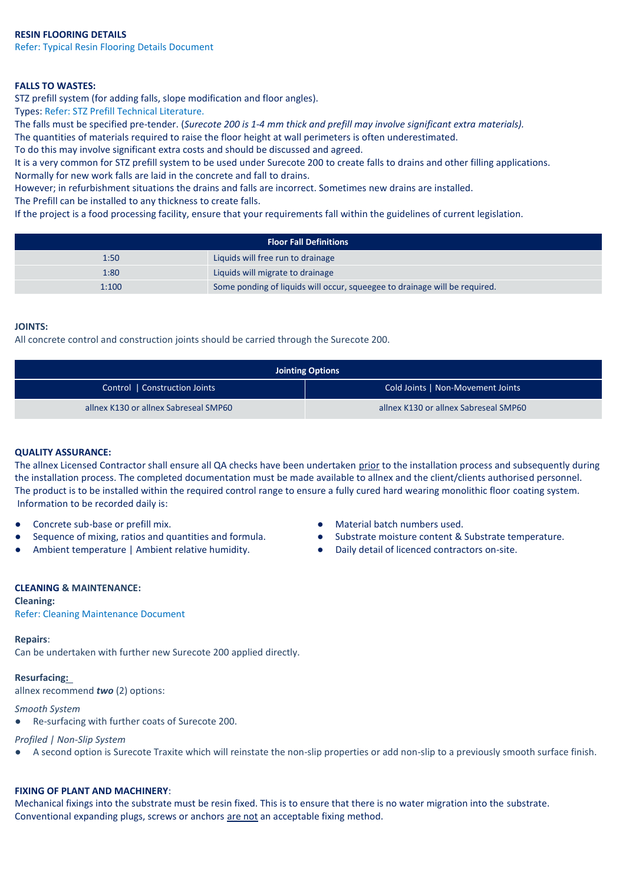**RESIN FLOORING DETAILS**

Refer: Typical Resin Flooring Details Document

**FALLS TO WASTES:**

STZ prefill system (for adding falls, slope modification and floor angles).

Types: Refer: STZ Prefill Technical Literature.

The falls must be specified pre-tender. (*Surecote 200 is 1-4 mm thick and prefill may involve significant extra materials).*

The quantities of materials required to raise the floor height at wall perimeters is often underestimated.

To do this may involve significant extra costs and should be discussed and agreed.

It is a very common for STZ prefill system to be used under Surecote 200 to create falls to drains and other filling applications.

Normally for new work falls are laid in the concrete and fall to drains.

However; in refurbishment situations the drains and falls are incorrect. Sometimes new drains are installed.

The Prefill can be installed to any thickness to create falls.

If the project is a food processing facility, ensure that your requirements fall within the guidelines of current legislation.

| Floor Fall Definitions | |
|---|---|
| 1:50 | Liquids will free run to drainage |
| 1:80 | Liquids will migrate to drainage |
| 1:100 | Some ponding of liquids will occur, squeegee to drainage will be required. |

**JOINTS:**

All concrete control and construction joints should be carried through the Surecote 200.

| Jointing Options | |
|---|---|
| Control \| Construction Joints | Cold Joints \| Non-Movement Joints |
| allnex K130 or allnex Sabreseal SMP60 | allnex K130 or allnex Sabreseal SMP60 |

**QUALITY ASSURANCE:**

The allnex Licensed Contractor shall ensure all QA checks have been undertaken prior to the installation process and subsequently during the installation process. The completed documentation must be made available to allnex and the client/clients authorised personnel. The product is to be installed within the required control range to ensure a fully cured hard wearing monolithic floor coating system.

Information to be recorded daily is:

- Concrete sub-base or prefill mix.
- Sequence of mixing, ratios and quantities and formula.
- Ambient temperature | Ambient relative humidity.
- Material batch numbers used.
- Substrate moisture content & Substrate temperature.
- Daily detail of licenced contractors on-site.

**CLEANING & MAINTENANCE:**

**Cleaning:**

Refer: Cleaning Maintenance Document

**Repairs**:

Can be undertaken with further new Surecote 200 applied directly.

**Resurfacing:**

allnex recommend ***two*** (2) options:

*Smooth System*

- Re-surfacing with further coats of Surecote 200.

*Profiled | Non-Slip System*

- A second option is Surecote Traxite which will reinstate the non-slip properties or add non-slip to a previously smooth surface finish.

**FIXING OF PLANT AND MACHINERY**:

Mechanical fixings into the substrate must be resin fixed. This is to ensure that there is no water migration into the substrate.

Conventional expanding plugs, screws or anchors are not an acceptable fixing method.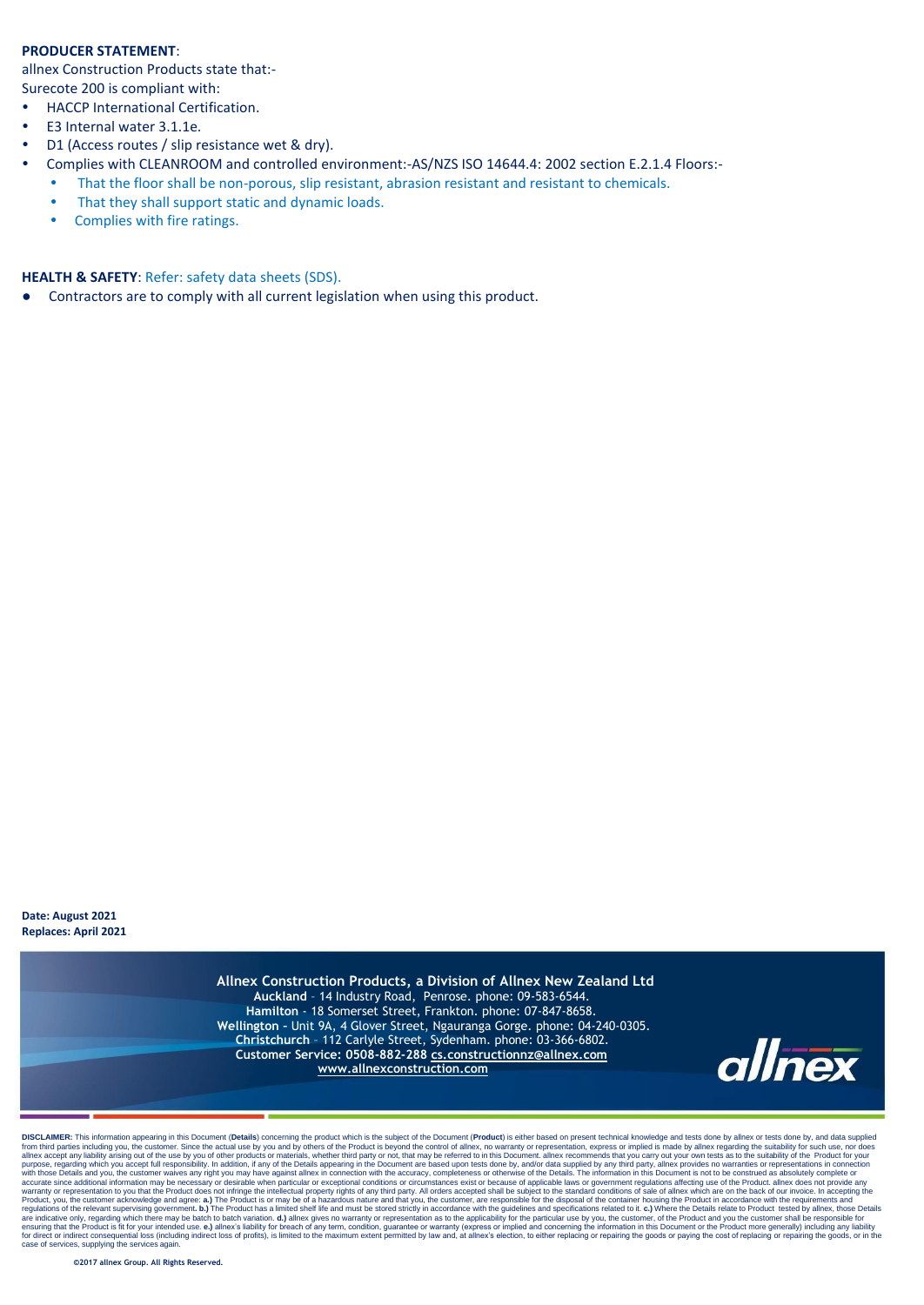**PRODUCER STATEMENT**:

allnex Construction Products state that:-

Surecote 200 is compliant with:

- HACCP International Certification.
- E3 Internal water 3.1.1e.
- D1 (Access routes / slip resistance wet & dry).
- Complies with CLEANROOM and controlled environment:-AS/NZS ISO 14644.4: 2002 section E.2.1.4 Floors:-
  - That the floor shall be non-porous, slip resistant, abrasion resistant and resistant to chemicals.
  - That they shall support static and dynamic loads.
  - Complies with fire ratings.

**HEALTH & SAFETY**: Refer: safety data sheets (SDS).

- Contractors are to comply with all current legislation when using this product.

**Date: August 2021**
**Replaces: April 2021**

**Allnex Construction Products, a Division of Allnex New Zealand Ltd**
**Auckland** - 14 Industry Road, Penrose. phone: 09-583-6544.
**Hamilton** - 18 Somerset Street, Frankton. phone: 07-847-8658.
**Wellington** - Unit 9A, 4 Glover Street, Ngauranga Gorge. phone: 04-240-0305.
**Christchurch** - 112 Carlyle Street, Sydenham. phone: 03-366-6802.
**Customer Service: 0508-882-288** cs.constructionnz@allnex.com
www.allnexconstruction.com

allnex

**DISCLAIMER:** This information appearing in this Document (**Details**) concerning the product which is the subject of the Document (**Product**) is either based on present technical knowledge and tests done by allnex or tests done by, and data supplied from third parties including you, the customer. Since the actual use by you and by others of the Product is beyond the control of allnex, no warranty or representation, express or implied is made by allnex regarding the suitability for such use, nor does allnex accept any liability arising out of the use by you of other products or materials, whether third party or not, that may be referred to in this Document. allnex recommends that you carry out your own tests as to the suitability of the Product for your purpose, regarding which you accept full responsibility. In addition, if any of the Details appearing in the Document are based upon tests done by, and/or data supplied by any third party, allnex provides no warranties or representations in connection with those Details and you, the customer waives any right you may have against allnex in connection with the accuracy, completeness or otherwise of the Details. The information in this Document is not to be construed as absolutely complete or accurate since additional information may be necessary or desirable when particular or exceptional conditions or circumstances exist or because of applicable laws or government regulations affecting use of the Product. allnex does not provide any warranty or representation to you that the Product does not infringe the intellectual property rights of any third party. All orders accepted shall be subject to the standard conditions of sale of allnex which are on the back of our invoice. In accepting the Product, you, the customer acknowledge and agree: **a.)** The Product is or may be of a hazardous nature and that you, the customer, are responsible for the disposal of the container housing the Product in accordance with the requirements and regulations of the relevant supervising government. **b.)** The Product has a limited shelf life and must be stored strictly in accordance with the guidelines and specifications related to it. **c.)** Where the Details relate to Product tested by allnex, those Details are indicative only, regarding which there may be batch to batch variation. **d.)** allnex gives no warranty or representation as to the applicability for the particular use by you, the customer, of the Product and you the customer shall be responsible for ensuring that the Product is fit for your intended use. **e.)** allnex's liability for breach of any term, condition, guarantee or warranty (express or implied and concerning the information in this Document or the Product more generally) including any liability for direct or indirect consequential loss (including indirect loss of profits), is limited to the maximum extent permitted by law and, at allnex's election, to either replacing or repairing the goods or paying the cost of replacing or repairing the goods, or in the case of services, supplying the services again.

**©2017 allnex Group. All Rights Reserved.**